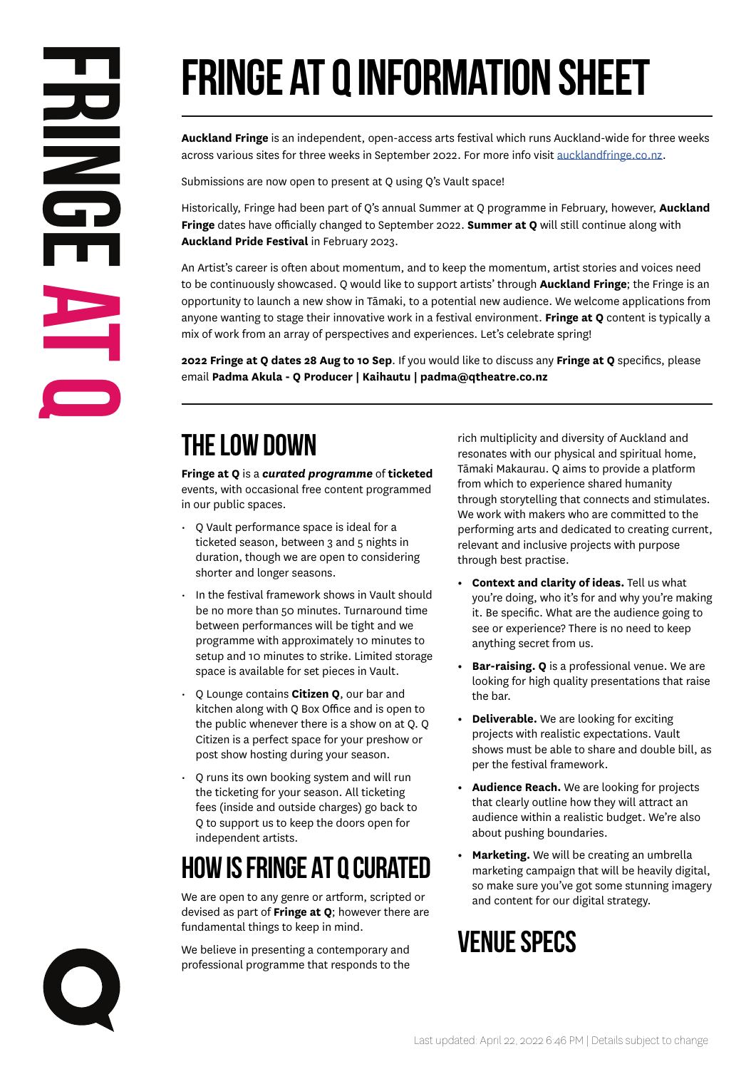# FRINGE AT Q INFORMATION SHEET

**Auckland Fringe** is an independent, open-access arts festival which runs Auckland-wide for three weeks across various sites for three weeks in September 2022. For more info visit aucklandfringe.co.nz.

Submissions are now open to present at Q using Q's Vault space!

Historically, Fringe had been part of Q's annual Summer at Q programme in February, however, **Auckland Fringe** dates have officially changed to September 2022. **Summer at Q** will still continue along with **Auckland Pride Festival** in February 2023.

An Artist's career is often about momentum, and to keep the momentum, artist stories and voices need to be continuously showcased. Q would like to support artists' through **Auckland Fringe**; the Fringe is an opportunity to launch a new show in Tāmaki, to a potential new audience. We welcome applications from anyone wanting to stage their innovative work in a festival environment. **Fringe at Q** content is typically a mix of work from an array of perspectives and experiences. Let's celebrate spring!

**2022 Fringe at Q dates 28 Aug to 10 Sep**. If you would like to discuss any **Fringe at Q** specifics, please email **Padma Akula - Q Producer | Kaihautu | padma@qtheatre.co.nz**

## THE LOW DOWN

**Fringe at Q** is a ***curated programme*** of **ticketed** events, with occasional free content programmed in our public spaces.

- Q Vault performance space is ideal for a ticketed season, between 3 and 5 nights in duration, though we are open to considering shorter and longer seasons.
- In the festival framework shows in Vault should be no more than 50 minutes. Turnaround time between performances will be tight and we programme with approximately 10 minutes to setup and 10 minutes to strike. Limited storage space is available for set pieces in Vault.
- Q Lounge contains **Citizen Q**, our bar and kitchen along with Q Box Office and is open to the public whenever there is a show on at Q. Q Citizen is a perfect space for your preshow or post show hosting during your season.
- Q runs its own booking system and will run the ticketing for your season. All ticketing fees (inside and outside charges) go back to Q to support us to keep the doors open for independent artists.

## HOW IS FRINGE AT Q CURATED

We are open to any genre or artform, scripted or devised as part of **Fringe at Q**; however there are fundamental things to keep in mind.

We believe in presenting a contemporary and professional programme that responds to the rich multiplicity and diversity of Auckland and resonates with our physical and spiritual home, Tāmaki Makaurau. Q aims to provide a platform from which to experience shared humanity through storytelling that connects and stimulates. We work with makers who are committed to the performing arts and dedicated to creating current, relevant and inclusive projects with purpose through best practise.

- **Context and clarity of ideas.** Tell us what you're doing, who it's for and why you're making it. Be specific. What are the audience going to see or experience? There is no need to keep anything secret from us.
- **Bar-raising. Q** is a professional venue. We are looking for high quality presentations that raise the bar.
- **Deliverable.** We are looking for exciting projects with realistic expectations. Vault shows must be able to share and double bill, as per the festival framework.
- **Audience Reach.** We are looking for projects that clearly outline how they will attract an audience within a realistic budget. We're also about pushing boundaries.
- **Marketing.** We will be creating an umbrella marketing campaign that will be heavily digital, so make sure you've got some stunning imagery and content for our digital strategy.

## VENUE SPECS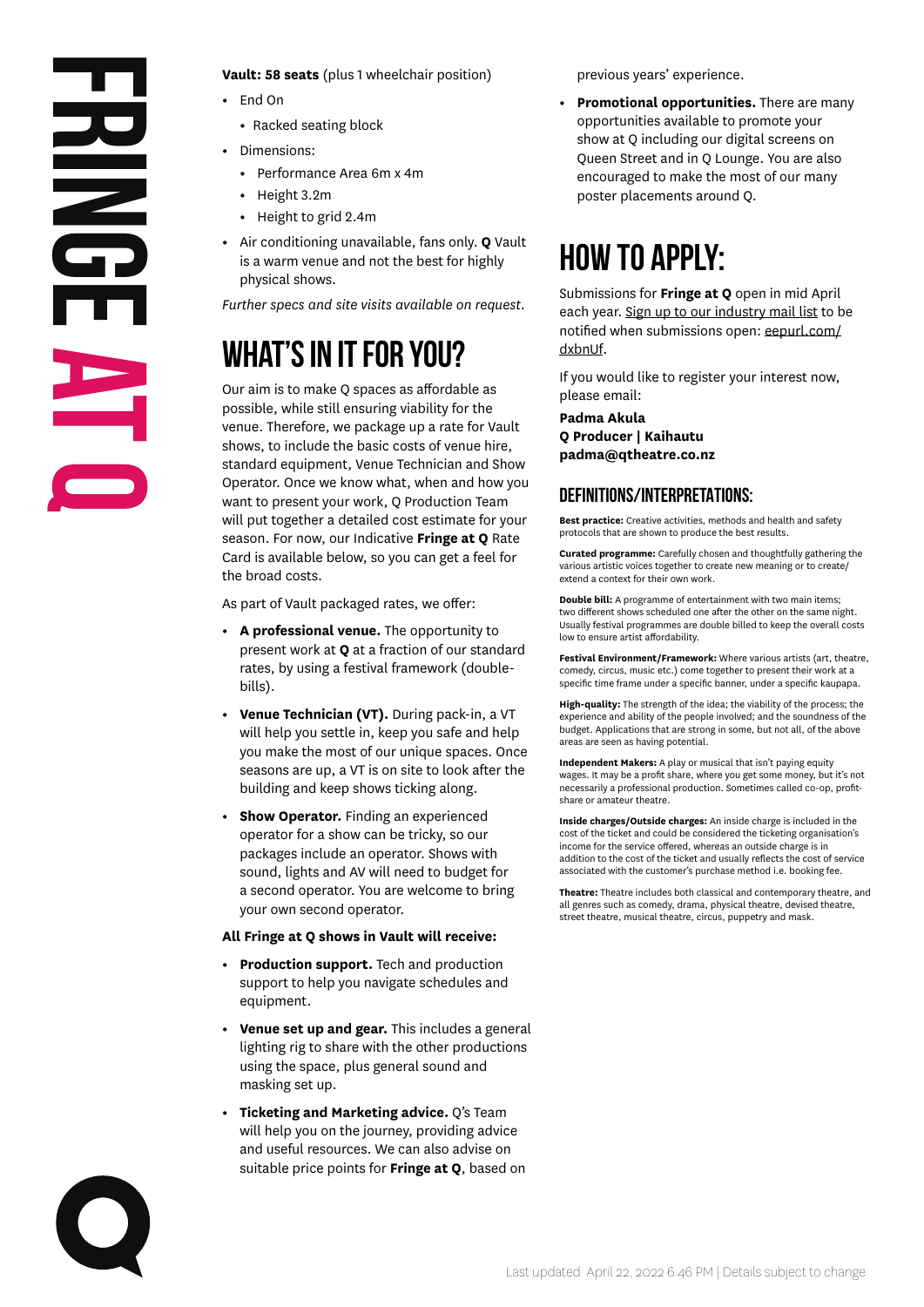**Vault: 58 seats** (plus 1 wheelchair position)

- End On
  - Racked seating block
- Dimensions:
  - Performance Area 6m x 4m
  - Height 3.2m
  - Height to grid 2.4m
- Air conditioning unavailable, fans only. **Q** Vault is a warm venue and not the best for highly physical shows.

*Further specs and site visits available on request.*

## WHAT'S IN IT FOR YOU?

Our aim is to make Q spaces as affordable as possible, while still ensuring viability for the venue. Therefore, we package up a rate for Vault shows, to include the basic costs of venue hire, standard equipment, Venue Technician and Show Operator. Once we know what, when and how you want to present your work, Q Production Team will put together a detailed cost estimate for your season. For now, our Indicative **Fringe at Q** Rate Card is available below, so you can get a feel for the broad costs.

As part of Vault packaged rates, we offer:

- **A professional venue.** The opportunity to present work at **Q** at a fraction of our standard rates, by using a festival framework (double-bills).
- **Venue Technician (VT).** During pack-in, a VT will help you settle in, keep you safe and help you make the most of our unique spaces. Once seasons are up, a VT is on site to look after the building and keep shows ticking along.
- **Show Operator.** Finding an experienced operator for a show can be tricky, so our packages include an operator. Shows with sound, lights and AV will need to budget for a second operator. You are welcome to bring your own second operator.

**All Fringe at Q shows in Vault will receive:**

- **Production support.** Tech and production support to help you navigate schedules and equipment.
- **Venue set up and gear.** This includes a general lighting rig to share with the other productions using the space, plus general sound and masking set up.
- **Ticketing and Marketing advice.** Q's Team will help you on the journey, providing advice and useful resources. We can also advise on suitable price points for **Fringe at Q**, based on previous years' experience.
- **Promotional opportunities.** There are many opportunities available to promote your show at Q including our digital screens on Queen Street and in Q Lounge. You are also encouraged to make the most of our many poster placements around Q.

## HOW TO APPLY:

Submissions for **Fringe at Q** open in mid April each year. Sign up to our industry mail list to be notified when submissions open: eepurl.com/dxbnUf.

If you would like to register your interest now, please email:

**Padma Akula**
**Q Producer | Kaihautu**
**padma@qtheatre.co.nz**

### DEFINITIONS/INTERPRETATIONS:

**Best practice:** Creative activities, methods and health and safety protocols that are shown to produce the best results.

**Curated programme:** Carefully chosen and thoughtfully gathering the various artistic voices together to create new meaning or to create/extend a context for their own work.

**Double bill:** A programme of entertainment with two main items; two different shows scheduled one after the other on the same night. Usually festival programmes are double billed to keep the overall costs low to ensure artist affordability.

**Festival Environment/Framework:** Where various artists (art, theatre, comedy, circus, music etc.) come together to present their work at a specific time frame under a specific banner, under a specific kaupapa.

**High-quality:** The strength of the idea; the viability of the process; the experience and ability of the people involved; and the soundness of the budget. Applications that are strong in some, but not all, of the above areas are seen as having potential.

**Independent Makers:** A play or musical that isn't paying equity wages. It may be a profit share, where you get some money, but it's not necessarily a professional production. Sometimes called co-op, profit-share or amateur theatre.

**Inside charges/Outside charges:** An inside charge is included in the cost of the ticket and could be considered the ticketing organisation's income for the service offered, whereas an outside charge is in addition to the cost of the ticket and usually reflects the cost of service associated with the customer's purchase method i.e. booking fee.

**Theatre:** Theatre includes both classical and contemporary theatre, and all genres such as comedy, drama, physical theatre, devised theatre, street theatre, musical theatre, circus, puppetry and mask.

Last updated: April 22, 2022 6:46 PM | Details subject to change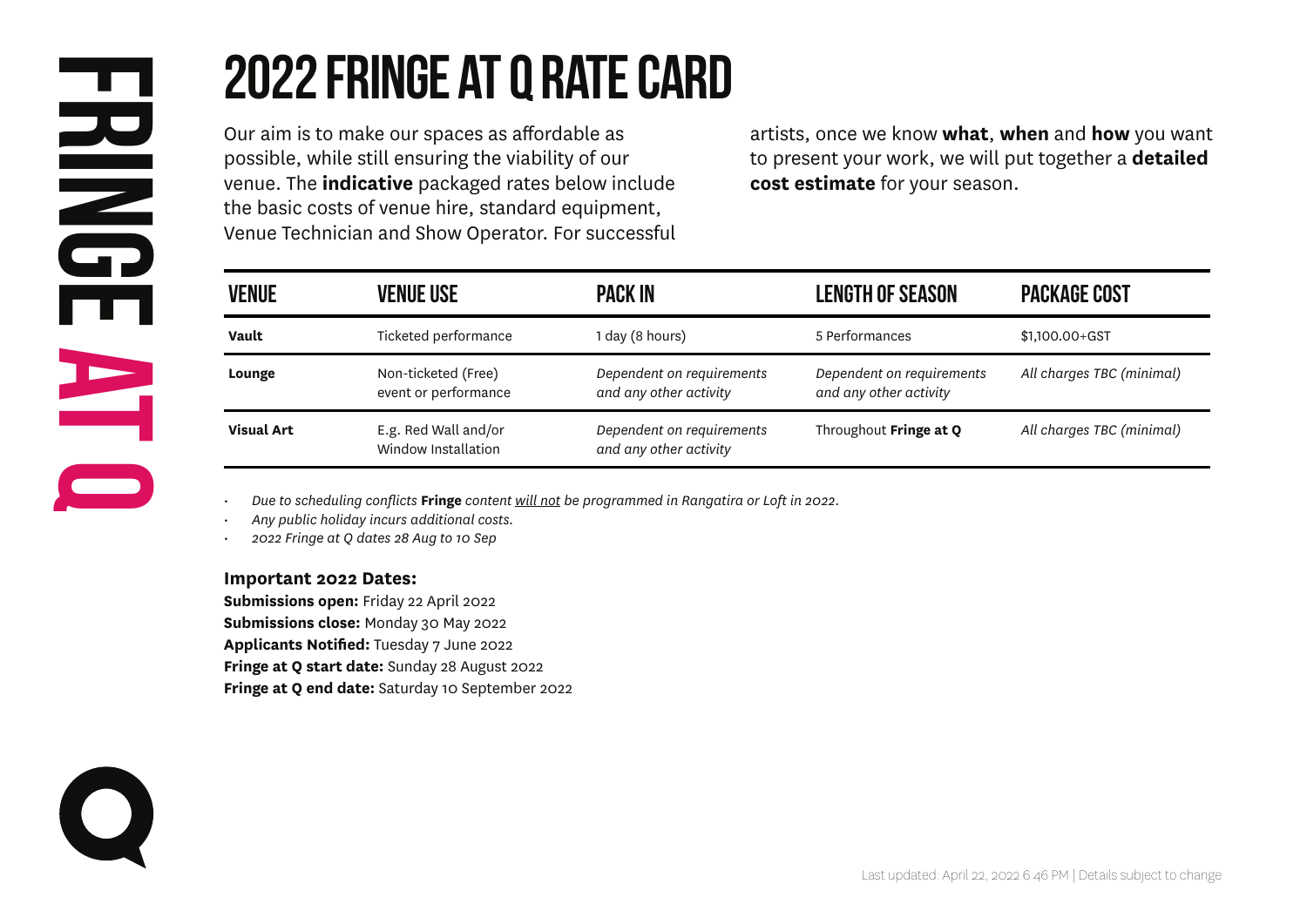# 2022 FRINGE AT Q RATE CARD

Our aim is to make our spaces as affordable as possible, while still ensuring the viability of our venue. The **indicative** packaged rates below include the basic costs of venue hire, standard equipment, Venue Technician and Show Operator. For successful artists, once we know **what**, **when** and **how** you want to present your work, we will put together a **detailed cost estimate** for your season.

| VENUE | VENUE USE | PACK IN | LENGTH OF SEASON | PACKAGE COST |
|---|---|---|---|---|
| **Vault** | Ticketed performance | 1 day (8 hours) | 5 Performances | $1,100.00+GST |
| **Lounge** | Non-ticketed (Free) event or performance | *Dependent on requirements and any other activity* | *Dependent on requirements and any other activity* | *All charges TBC (minimal)* |
| **Visual Art** | E.g. Red Wall and/or Window Installation | *Dependent on requirements and any other activity* | Throughout **Fringe at Q** | *All charges TBC (minimal)* |

- *Due to scheduling conflicts **Fringe** content will not be programmed in Rangatira or Loft in 2022.*
- *Any public holiday incurs additional costs.*
- *2022 Fringe at Q dates 28 Aug to 10 Sep*

**Important 2022 Dates:**

**Submissions open:** Friday 22 April 2022
**Submissions close:** Monday 30 May 2022
**Applicants Notified:** Tuesday 7 June 2022
**Fringe at Q start date:** Sunday 28 August 2022
**Fringe at Q end date:** Saturday 10 September 2022

Last updated: April 22, 2022 6:46 PM | Details subject to change